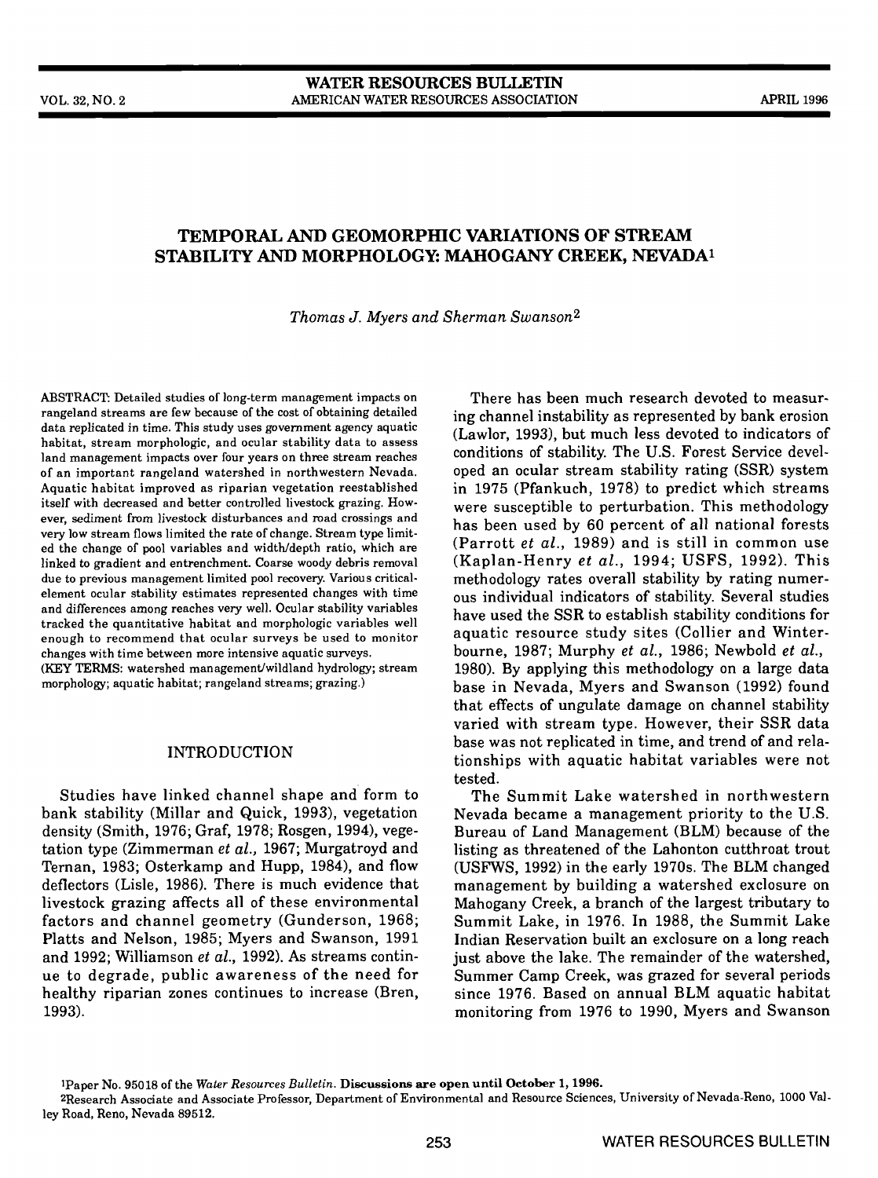# TEMPORAL AND GEOMORPHIC VARIATIONS OF STREAM STABILITY AND MORPHOLOGY: MAHOGANY CREEK, NEVADA[1]

*Thomas J. Myers and Sherman Swanson*[2]

ABSTRACT: Detailed studies of long-term management impacts on rangeland streams are few because of the cost of obtaining detailed data replicated in time. This study uses government agency aquatic habitat, stream morphologic, and ocular stability data to assess land management impacts over four years on three stream reaches of an important rangeland watershed in northwestern Nevada. Aquatic habitat improved as riparian vegetation reestablished itself with decreased and better controlled livestock grazing. However, sediment from livestock disturbances and road crossings and very low stream flows limited the rate of change. Stream type limited the change of pool variables and width/depth ratio, which are linked to gradient and entrenchment. Coarse woody debris removal due to previous management limited pool recovery. Various critical-element ocular stability estimates represented changes with time and differences among reaches very well. Ocular stability variables tracked the quantitative habitat and morphologic variables well enough to recommend that ocular surveys be used to monitor changes with time between more intensive aquatic surveys.

(KEY TERMS: watershed management/wildland hydrology; stream morphology; aquatic habitat; rangeland streams; grazing.)

## INTRODUCTION

Studies have linked channel shape and form to bank stability (Millar and Quick, 1993), vegetation density (Smith, 1976; Graf, 1978; Rosgen, 1994), vegetation type (Zimmerman *et al.*, 1967; Murgatroyd and Ternan, 1983; Osterkamp and Hupp, 1984), and flow deflectors (Lisle, 1986). There is much evidence that livestock grazing affects all of these environmental factors and channel geometry (Gunderson, 1968; Platts and Nelson, 1985; Myers and Swanson, 1991 and 1992; Williamson *et al.*, 1992). As streams continue to degrade, public awareness of the need for healthy riparian zones continues to increase (Bren, 1993).

There has been much research devoted to measuring channel instability as represented by bank erosion (Lawlor, 1993), but much less devoted to indicators of conditions of stability. The U.S. Forest Service developed an ocular stream stability rating (SSR) system in 1975 (Pfankuch, 1978) to predict which streams were susceptible to perturbation. This methodology has been used by 60 percent of all national forests (Parrott *et al.*, 1989) and is still in common use (Kaplan-Henry *et al.*, 1994; USFS, 1992). This methodology rates overall stability by rating numerous individual indicators of stability. Several studies have used the SSR to establish stability conditions for aquatic resource study sites (Collier and Winterbourne, 1987; Murphy *et al.*, 1986; Newbold *et al.*, 1980). By applying this methodology on a large data base in Nevada, Myers and Swanson (1992) found that effects of ungulate damage on channel stability varied with stream type. However, their SSR data base was not replicated in time, and trend of and relationships with aquatic habitat variables were not tested.

The Summit Lake watershed in northwestern Nevada became a management priority to the U.S. Bureau of Land Management (BLM) because of the listing as threatened of the Lahonton cutthroat trout (USFWS, 1992) in the early 1970s. The BLM changed management by building a watershed exclosure on Mahogany Creek, a branch of the largest tributary to Summit Lake, in 1976. In 1988, the Summit Lake Indian Reservation built an exclosure on a long reach just above the lake. The remainder of the watershed, Summer Camp Creek, was grazed for several periods since 1976. Based on annual BLM aquatic habitat monitoring from 1976 to 1990, Myers and Swanson

[1]Paper No. 95018 of the *Water Resources Bulletin*. **Discussions are open until October 1, 1996.**

[2]Research Associate and Associate Professor, Department of Environmental and Resource Sciences, University of Nevada-Reno, 1000 Valley Road, Reno, Nevada 89512.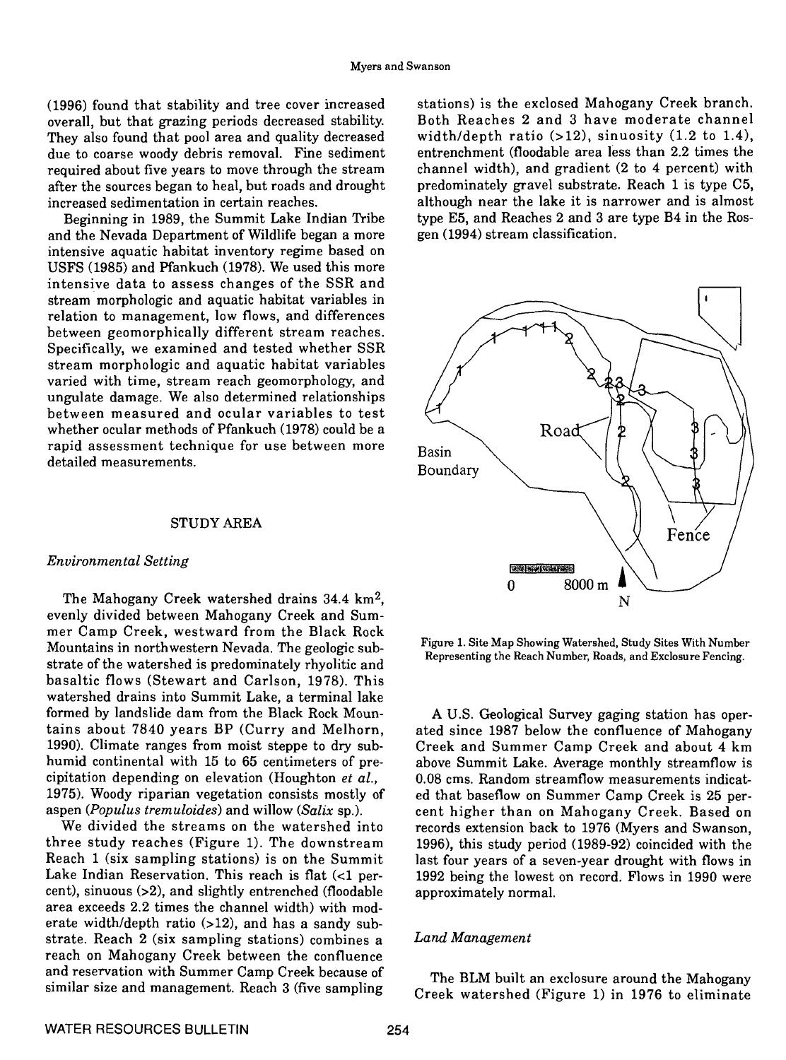(1996) found that stability and tree cover increased overall, but that grazing periods decreased stability. They also found that pool area and quality decreased due to coarse woody debris removal. Fine sediment required about five years to move through the stream after the sources began to heal, but roads and drought increased sedimentation in certain reaches.

Beginning in 1989, the Summit Lake Indian Tribe and the Nevada Department of Wildlife began a more intensive aquatic habitat inventory regime based on USFS (1985) and Pfankuch (1978). We used this more intensive data to assess changes of the SSR and stream morphologic and aquatic habitat variables in relation to management, low flows, and differences between geomorphically different stream reaches. Specifically, we examined and tested whether SSR stream morphologic and aquatic habitat variables varied with time, stream reach geomorphology, and ungulate damage. We also determined relationships between measured and ocular variables to test whether ocular methods of Pfankuch (1978) could be a rapid assessment technique for use between more detailed measurements.

## STUDY AREA

### *Environmental Setting*

The Mahogany Creek watershed drains 34.4 km$^2$, evenly divided between Mahogany Creek and Summer Camp Creek, westward from the Black Rock Mountains in northwestern Nevada. The geologic substrate of the watershed is predominately rhyolitic and basaltic flows (Stewart and Carlson, 1978). This watershed drains into Summit Lake, a terminal lake formed by landslide dam from the Black Rock Mountains about 7840 years BP (Curry and Melhorn, 1990). Climate ranges from moist steppe to dry subhumid continental with 15 to 65 centimeters of precipitation depending on elevation (Houghton *et al.*, 1975). Woody riparian vegetation consists mostly of aspen (*Populus tremuloides*) and willow (*Salix* sp.).

We divided the streams on the watershed into three study reaches (Figure 1). The downstream Reach 1 (six sampling stations) is on the Summit Lake Indian Reservation. This reach is flat (<1 percent), sinuous (>2), and slightly entrenched (floodable area exceeds 2.2 times the channel width) with moderate width/depth ratio (>12), and has a sandy substrate. Reach 2 (six sampling stations) combines a reach on Mahogany Creek between the confluence and reservation with Summer Camp Creek because of similar size and management. Reach 3 (five sampling stations) is the exclosed Mahogany Creek branch. Both Reaches 2 and 3 have moderate channel width/depth ratio (>12), sinuosity (1.2 to 1.4), entrenchment (floodable area less than 2.2 times the channel width), and gradient (2 to 4 percent) with predominately gravel substrate. Reach 1 is type C5, although near the lake it is narrower and is almost type E5, and Reaches 2 and 3 are type B4 in the Rosgen (1994) stream classification.

Figure 1. Site Map Showing Watershed, Study Sites With Number Representing the Reach Number, Roads, and Exclosure Fencing.

A U.S. Geological Survey gaging station has operated since 1987 below the confluence of Mahogany Creek and Summer Camp Creek and about 4 km above Summit Lake. Average monthly streamflow is 0.08 cms. Random streamflow measurements indicated that baseflow on Summer Camp Creek is 25 percent higher than on Mahogany Creek. Based on records extension back to 1976 (Myers and Swanson, 1996), this study period (1989-92) coincided with the last four years of a seven-year drought with flows in 1992 being the lowest on record. Flows in 1990 were approximately normal.

### *Land Management*

The BLM built an exclosure around the Mahogany Creek watershed (Figure 1) in 1976 to eliminate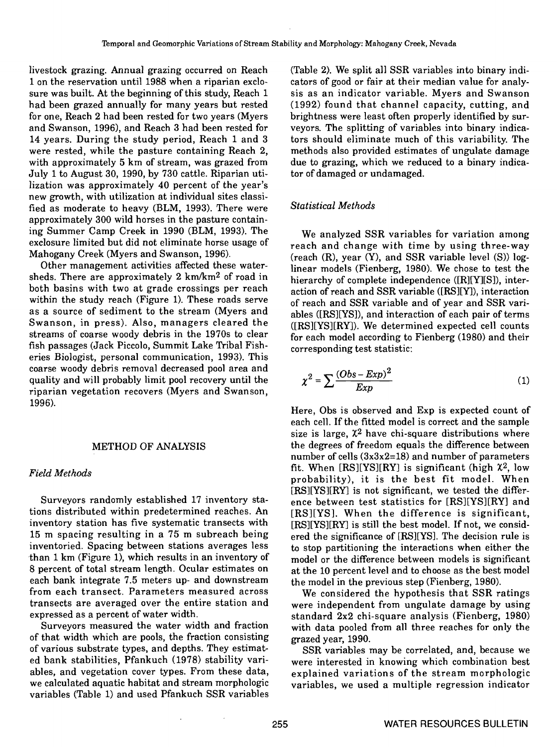livestock grazing. Annual grazing occurred on Reach 1 on the reservation until 1988 when a riparian exclosure was built. At the beginning of this study, Reach 1 had been grazed annually for many years but rested for one, Reach 2 had been rested for two years (Myers and Swanson, 1996), and Reach 3 had been rested for 14 years. During the study period, Reach 1 and 3 were rested, while the pasture containing Reach 2, with approximately 5 km of stream, was grazed from July 1 to August 30, 1990, by 730 cattle. Riparian utilization was approximately 40 percent of the year's new growth, with utilization at individual sites classified as moderate to heavy (BLM, 1993). There were approximately 300 wild horses in the pasture containing Summer Camp Creek in 1990 (BLM, 1993). The exclosure limited but did not eliminate horse usage of Mahogany Creek (Myers and Swanson, 1996).

Other management activities affected these watersheds. There are approximately 2 km/km$^2$ of road in both basins with two at grade crossings per reach within the study reach (Figure 1). These roads serve as a source of sediment to the stream (Myers and Swanson, in press). Also, managers cleared the streams of coarse woody debris in the 1970s to clear fish passages (Jack Piccolo, Summit Lake Tribal Fisheries Biologist, personal communication, 1993). This coarse woody debris removal decreased pool area and quality and will probably limit pool recovery until the riparian vegetation recovers (Myers and Swanson, 1996).

## METHOD OF ANALYSIS

### *Field Methods*

Surveyors randomly established 17 inventory stations distributed within predetermined reaches. An inventory station has five systematic transects with 15 m spacing resulting in a 75 m subreach being inventoried. Spacing between stations averages less than 1 km (Figure 1), which results in an inventory of 8 percent of total stream length. Ocular estimates on each bank integrate 7.5 meters up- and downstream from each transect. Parameters measured across transects are averaged over the entire station and expressed as a percent of water width.

Surveyors measured the water width and fraction of that width which are pools, the fraction consisting of various substrate types, and depths. They estimated bank stabilities, Pfankuch (1978) stability variables, and vegetation cover types. From these data, we calculated aquatic habitat and stream morphologic variables (Table 1) and used Pfankuch SSR variables (Table 2). We split all SSR variables into binary indicators of good or fair at their median value for analysis as an indicator variable. Myers and Swanson (1992) found that channel capacity, cutting, and brightness were least often properly identified by surveyors. The splitting of variables into binary indicators should eliminate much of this variability. The methods also provided estimates of ungulate damage due to grazing, which we reduced to a binary indicator of damaged or undamaged.

### *Statistical Methods*

We analyzed SSR variables for variation among reach and change with time by using three-way (reach (R), year (Y), and SSR variable level (S)) log-linear models (Fienberg, 1980). We chose to test the hierarchy of complete independence ([R][Y][S]), interaction of reach and SSR variable ([RS][Y]), interaction of reach and SSR variable and of year and SSR variables ([RS][YS]), and interaction of each pair of terms ([RS][YS][RY]). We determined expected cell counts for each model according to Fienberg (1980) and their corresponding test statistic:

$$\chi^2 = \sum \frac{(Obs - Exp)^2}{Exp} \tag{1}$$

Here, Obs is observed and Exp is expected count of each cell. If the fitted model is correct and the sample size is large, $\chi^2$ have chi-square distributions where the degrees of freedom equals the difference between number of cells (3x3x2=18) and number of parameters fit. When [RS][YS][RY] is significant (high $\chi^2$, low probability), it is the best fit model. When [RS][YS][RY] is not significant, we tested the difference between test statistics for [RS][YS][RY] and [RS][YS]. When the difference is significant, [RS][YS][RY] is still the best model. If not, we considered the significance of [RS][YS]. The decision rule is to stop partitioning the interactions when either the model or the difference between models is significant at the 10 percent level and to choose as the best model the model in the previous step (Fienberg, 1980).

We considered the hypothesis that SSR ratings were independent from ungulate damage by using standard 2x2 chi-square analysis (Fienberg, 1980) with data pooled from all three reaches for only the grazed year, 1990.

SSR variables may be correlated, and, because we were interested in knowing which combination best explained variations of the stream morphologic variables, we used a multiple regression indicator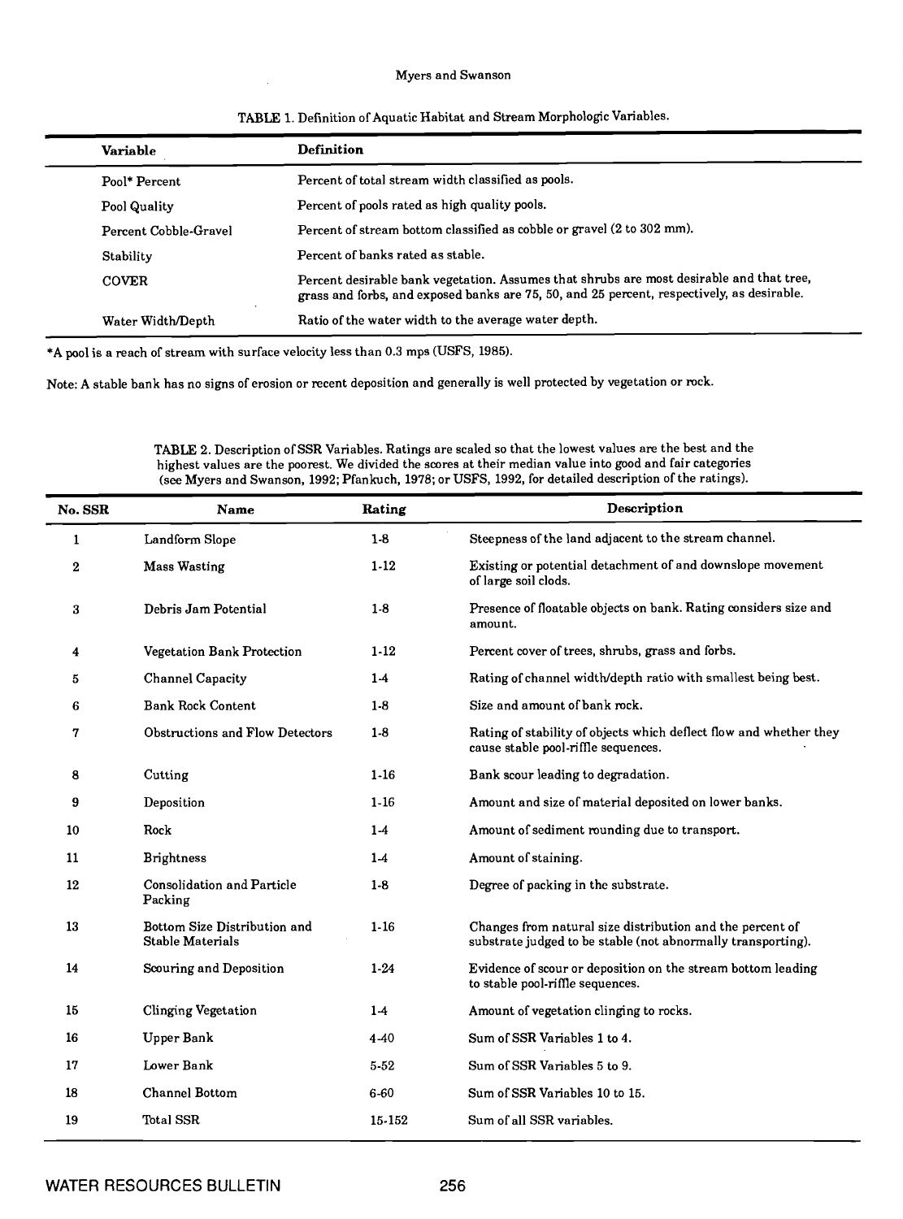TABLE 1. Definition of Aquatic Habitat and Stream Morphologic Variables.

| Variable | Definition |
|---|---|
| Pool* Percent | Percent of total stream width classified as pools. |
| Pool Quality | Percent of pools rated as high quality pools. |
| Percent Cobble-Gravel | Percent of stream bottom classified as cobble or gravel (2 to 302 mm). |
| Stability | Percent of banks rated as stable. |
| COVER | Percent desirable bank vegetation. Assumes that shrubs are most desirable and that tree, grass and forbs, and exposed banks are 75, 50, and 25 percent, respectively, as desirable. |
| Water Width/Depth | Ratio of the water width to the average water depth. |

*A pool is a reach of stream with surface velocity less than 0.3 mps (USFS, 1985).

Note: A stable bank has no signs of erosion or recent deposition and generally is well protected by vegetation or rock.

TABLE 2. Description of SSR Variables. Ratings are scaled so that the lowest values are the best and the highest values are the poorest. We divided the scores at their median value into good and fair categories (see Myers and Swanson, 1992; Pfankuch, 1978; or USFS, 1992, for detailed description of the ratings).

| No. SSR | Name | Rating | Description |
|---|---|---|---|
| 1 | Landform Slope | 1-8 | Steepness of the land adjacent to the stream channel. |
| 2 | Mass Wasting | 1-12 | Existing or potential detachment of and downslope movement of large soil clods. |
| 3 | Debris Jam Potential | 1-8 | Presence of floatable objects on bank. Rating considers size and amount. |
| 4 | Vegetation Bank Protection | 1-12 | Percent cover of trees, shrubs, grass and forbs. |
| 5 | Channel Capacity | 1-4 | Rating of channel width/depth ratio with smallest being best. |
| 6 | Bank Rock Content | 1-8 | Size and amount of bank rock. |
| 7 | Obstructions and Flow Detectors | 1-8 | Rating of stability of objects which deflect flow and whether they cause stable pool-riffle sequences. |
| 8 | Cutting | 1-16 | Bank scour leading to degradation. |
| 9 | Deposition | 1-16 | Amount and size of material deposited on lower banks. |
| 10 | Rock | 1-4 | Amount of sediment rounding due to transport. |
| 11 | Brightness | 1-4 | Amount of staining. |
| 12 | Consolidation and Particle Packing | 1-8 | Degree of packing in the substrate. |
| 13 | Bottom Size Distribution and Stable Materials | 1-16 | Changes from natural size distribution and the percent of substrate judged to be stable (not abnormally transporting). |
| 14 | Scouring and Deposition | 1-24 | Evidence of scour or deposition on the stream bottom leading to stable pool-riffle sequences. |
| 15 | Clinging Vegetation | 1-4 | Amount of vegetation clinging to rocks. |
| 16 | Upper Bank | 4-40 | Sum of SSR Variables 1 to 4. |
| 17 | Lower Bank | 5-52 | Sum of SSR Variables 5 to 9. |
| 18 | Channel Bottom | 6-60 | Sum of SSR Variables 10 to 15. |
| 19 | Total SSR | 15-152 | Sum of all SSR variables. |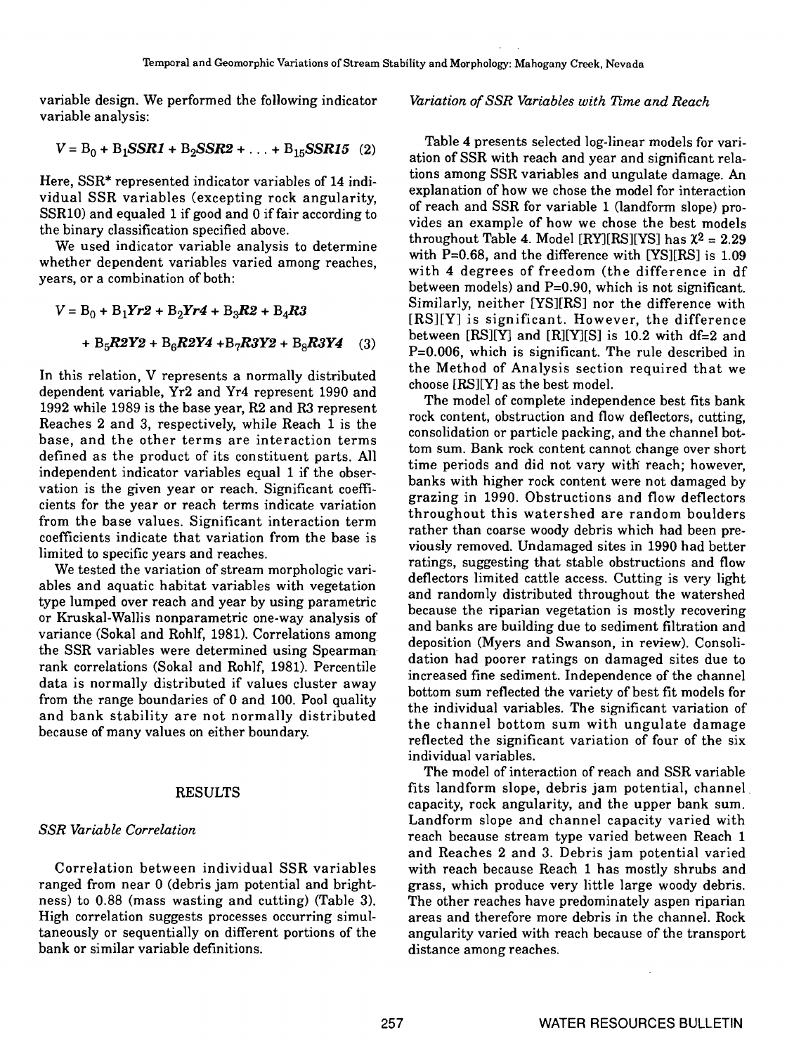variable design. We performed the following indicator variable analysis:

$$V = B_0 + B_1\mathbf{SSR1} + B_2\mathbf{SSR2} + \ldots + B_{15}\mathbf{SSR15} \quad (2)$$

Here, SSR* represented indicator variables of 14 individual SSR variables (excepting rock angularity, SSR10) and equaled 1 if good and 0 if fair according to the binary classification specified above.

We used indicator variable analysis to determine whether dependent variables varied among reaches, years, or a combination of both:

$$V = B_0 + B_1\mathbf{Yr2} + B_2\mathbf{Yr4} + B_3\mathbf{R2} + B_4\mathbf{R3} + B_5\mathbf{R2Y2} + B_6\mathbf{R2Y4} + B_7\mathbf{R3Y2} + B_8\mathbf{R3Y4} \quad (3)$$

In this relation, V represents a normally distributed dependent variable, Yr2 and Yr4 represent 1990 and 1992 while 1989 is the base year, R2 and R3 represent Reaches 2 and 3, respectively, while Reach 1 is the base, and the other terms are interaction terms defined as the product of its constituent parts. All independent indicator variables equal 1 if the observation is the given year or reach. Significant coefficients for the year or reach terms indicate variation from the base values. Significant interaction term coefficients indicate that variation from the base is limited to specific years and reaches.

We tested the variation of stream morphologic variables and aquatic habitat variables with vegetation type lumped over reach and year by using parametric or Kruskal-Wallis nonparametric one-way analysis of variance (Sokal and Rohlf, 1981). Correlations among the SSR variables were determined using Spearman rank correlations (Sokal and Rohlf, 1981). Percentile data is normally distributed if values cluster away from the range boundaries of 0 and 100. Pool quality and bank stability are not normally distributed because of many values on either boundary.

## RESULTS

### *SSR Variable Correlation*

Correlation between individual SSR variables ranged from near 0 (debris jam potential and brightness) to 0.88 (mass wasting and cutting) (Table 3). High correlation suggests processes occurring simultaneously or sequentially on different portions of the bank or similar variable definitions.

### *Variation of SSR Variables with Time and Reach*

Table 4 presents selected log-linear models for variation of SSR with reach and year and significant relations among SSR variables and ungulate damage. An explanation of how we chose the model for interaction of reach and SSR for variable 1 (landform slope) provides an example of how we chose the best models throughout Table 4. Model [RY][RS][YS] has $\chi^2 = 2.29$ with P=0.68, and the difference with [YS][RS] is 1.09 with 4 degrees of freedom (the difference in df between models) and P=0.90, which is not significant. Similarly, neither [YS][RS] nor the difference with [RS][Y] is significant. However, the difference between [RS][Y] and [R][Y][S] is 10.2 with df=2 and P=0.006, which is significant. The rule described in the Method of Analysis section required that we choose [RS][Y] as the best model.

The model of complete independence best fits bank rock content, obstruction and flow deflectors, cutting, consolidation or particle packing, and the channel bottom sum. Bank rock content cannot change over short time periods and did not vary with reach; however, banks with higher rock content were not damaged by grazing in 1990. Obstructions and flow deflectors throughout this watershed are random boulders rather than coarse woody debris which had been previously removed. Undamaged sites in 1990 had better ratings, suggesting that stable obstructions and flow deflectors limited cattle access. Cutting is very light and randomly distributed throughout the watershed because the riparian vegetation is mostly recovering and banks are building due to sediment filtration and deposition (Myers and Swanson, in review). Consolidation had poorer ratings on damaged sites due to increased fine sediment. Independence of the channel bottom sum reflected the variety of best fit models for the individual variables. The significant variation of the channel bottom sum with ungulate damage reflected the significant variation of four of the six individual variables.

The model of interaction of reach and SSR variable fits landform slope, debris jam potential, channel capacity, rock angularity, and the upper bank sum. Landform slope and channel capacity varied with reach because stream type varied between Reach 1 and Reaches 2 and 3. Debris jam potential varied with reach because Reach 1 has mostly shrubs and grass, which produce very little large woody debris. The other reaches have predominately aspen riparian areas and therefore more debris in the channel. Rock angularity varied with reach because of the transport distance among reaches.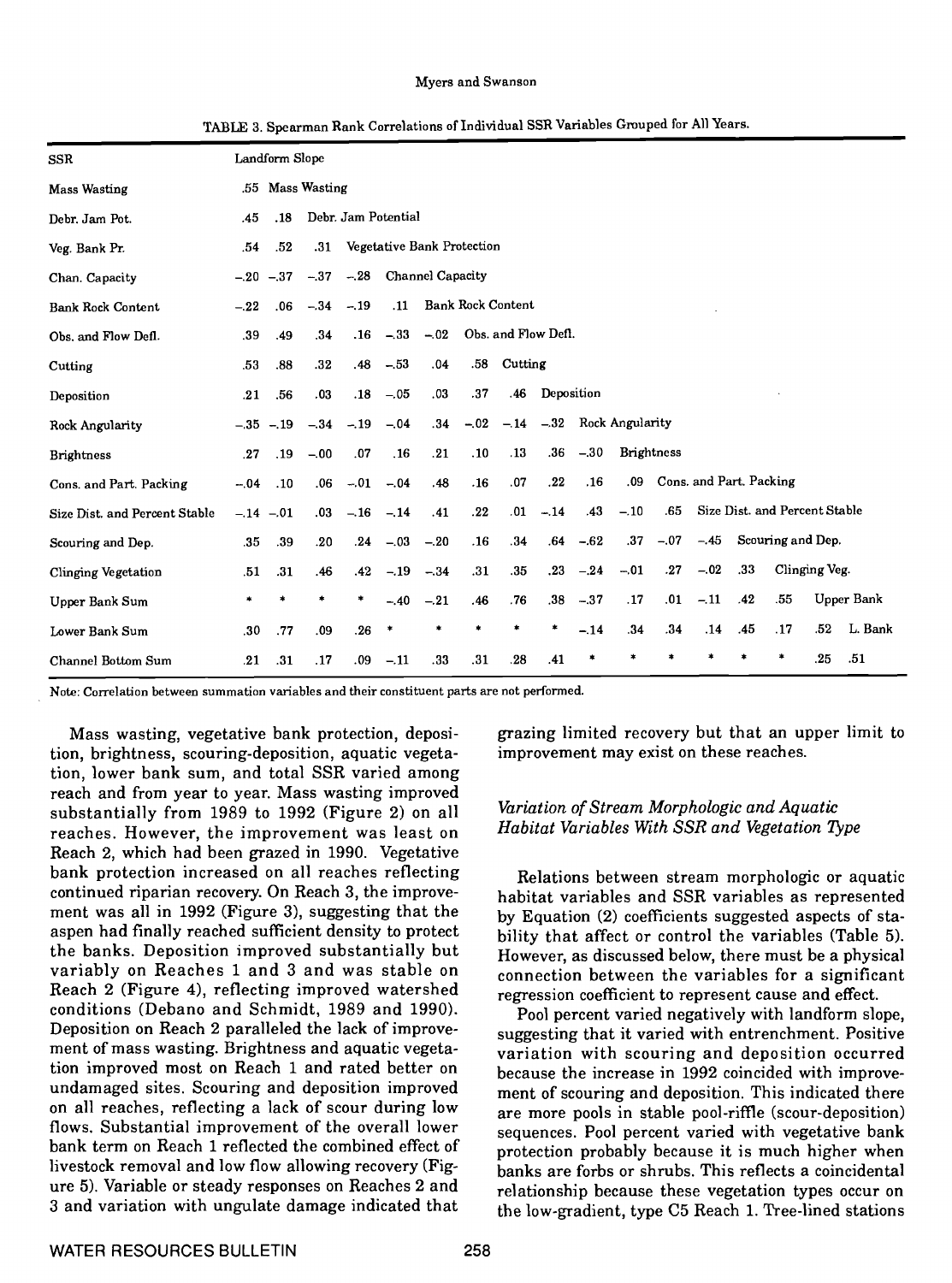TABLE 3. Spearman Rank Correlations of Individual SSR Variables Grouped for All Years.

| SSR | Landform Slope | Mass Wasting | Debr. Jam Potential | Vegetative Bank Protection | Channel Capacity | Bank Rock Content | Obs. and Flow Defl. | Cutting | Deposition | Rock Angularity | Brightness | Cons. and Part. Packing | Size Dist. and Percent Stable | Scouring and Dep. | Clinging Veg. | Upper Bank | L. Bank |
|---|---|---|---|---|---|---|---|---|---|---|---|---|---|---|---|---|---|
| Mass Wasting | .55 | | | | | | | | | | | | | | | | |
| Debr. Jam Pot. | .45 | .18 | | | | | | | | | | | | | | | |
| Veg. Bank Pr. | .54 | .52 | .31 | | | | | | | | | | | | | | |
| Chan. Capacity | –.20 | –.37 | –.37 | –.28 | | | | | | | | | | | | | |
| Bank Rock Content | –.22 | .06 | –.34 | –.19 | .11 | | | | | | | | | | | | |
| Obs. and Flow Defl. | .39 | .49 | .34 | .16 | –.33 | –.02 | | | | | | | | | | | |
| Cutting | .53 | .88 | .32 | .48 | –.53 | .04 | .58 | | | | | | | | | | |
| Deposition | .21 | .56 | .03 | .18 | –.05 | .03 | .37 | .46 | | | | | | | | | |
| Rock Angularity | –.35 | –.19 | –.34 | –.19 | –.04 | .34 | –.02 | –.14 | –.32 | | | | | | | | |
| Brightness | .27 | .19 | –.00 | .07 | .16 | .21 | .10 | .13 | .36 | –.30 | | | | | | | |
| Cons. and Part. Packing | –.04 | .10 | .06 | –.01 | –.04 | .48 | .16 | .07 | .22 | .16 | .09 | | | | | | |
| Size Dist. and Percent Stable | –.14 | –.01 | .03 | –.16 | –.14 | .41 | .22 | .01 | –.14 | .43 | –.10 | .65 | | | | | |
| Scouring and Dep. | .35 | .39 | .20 | .24 | –.03 | –.20 | .16 | .34 | .64 | –.62 | .37 | –.07 | –.45 | | | | |
| Clinging Vegetation | .51 | .31 | .46 | .42 | –.19 | –.34 | .31 | .35 | .23 | –.24 | –.01 | .27 | –.02 | .33 | | | |
| Upper Bank Sum | * | * | * | * | –.40 | –.21 | .46 | .76 | .38 | –.37 | .17 | .01 | –.11 | .42 | .55 | | |
| Lower Bank Sum | .30 | .77 | .09 | .26 | * | * | * | * | * | –.14 | .34 | .34 | .14 | .45 | .17 | .52 | |
| Channel Bottom Sum | .21 | .31 | .17 | .09 | –.11 | .33 | .31 | .28 | .41 | * | * | * | * | * | * | .25 | .51 |

Note: Correlation between summation variables and their constituent parts are not performed.

Mass wasting, vegetative bank protection, deposition, brightness, scouring-deposition, aquatic vegetation, lower bank sum, and total SSR varied among reach and from year to year. Mass wasting improved substantially from 1989 to 1992 (Figure 2) on all reaches. However, the improvement was least on Reach 2, which had been grazed in 1990. Vegetative bank protection increased on all reaches reflecting continued riparian recovery. On Reach 3, the improvement was all in 1992 (Figure 3), suggesting that the aspen had finally reached sufficient density to protect the banks. Deposition improved substantially but variably on Reaches 1 and 3 and was stable on Reach 2 (Figure 4), reflecting improved watershed conditions (Debano and Schmidt, 1989 and 1990). Deposition on Reach 2 paralleled the lack of improvement of mass wasting. Brightness and aquatic vegetation improved most on Reach 1 and rated better on undamaged sites. Scouring and deposition improved on all reaches, reflecting a lack of scour during low flows. Substantial improvement of the overall lower bank term on Reach 1 reflected the combined effect of livestock removal and low flow allowing recovery (Figure 5). Variable or steady responses on Reaches 2 and 3 and variation with ungulate damage indicated that grazing limited recovery but that an upper limit to improvement may exist on these reaches.

### *Variation of Stream Morphologic and Aquatic Habitat Variables With SSR and Vegetation Type*

Relations between stream morphologic or aquatic habitat variables and SSR variables as represented by Equation (2) coefficients suggested aspects of stability that affect or control the variables (Table 5). However, as discussed below, there must be a physical connection between the variables for a significant regression coefficient to represent cause and effect.

Pool percent varied negatively with landform slope, suggesting that it varied with entrenchment. Positive variation with scouring and deposition occurred because the increase in 1992 coincided with improvement of scouring and deposition. This indicated there are more pools in stable pool-riffle (scour-deposition) sequences. Pool percent varied with vegetative bank protection probably because it is much higher when banks are forbs or shrubs. This reflects a coincidental relationship because these vegetation types occur on the low-gradient, type C5 Reach 1. Tree-lined stations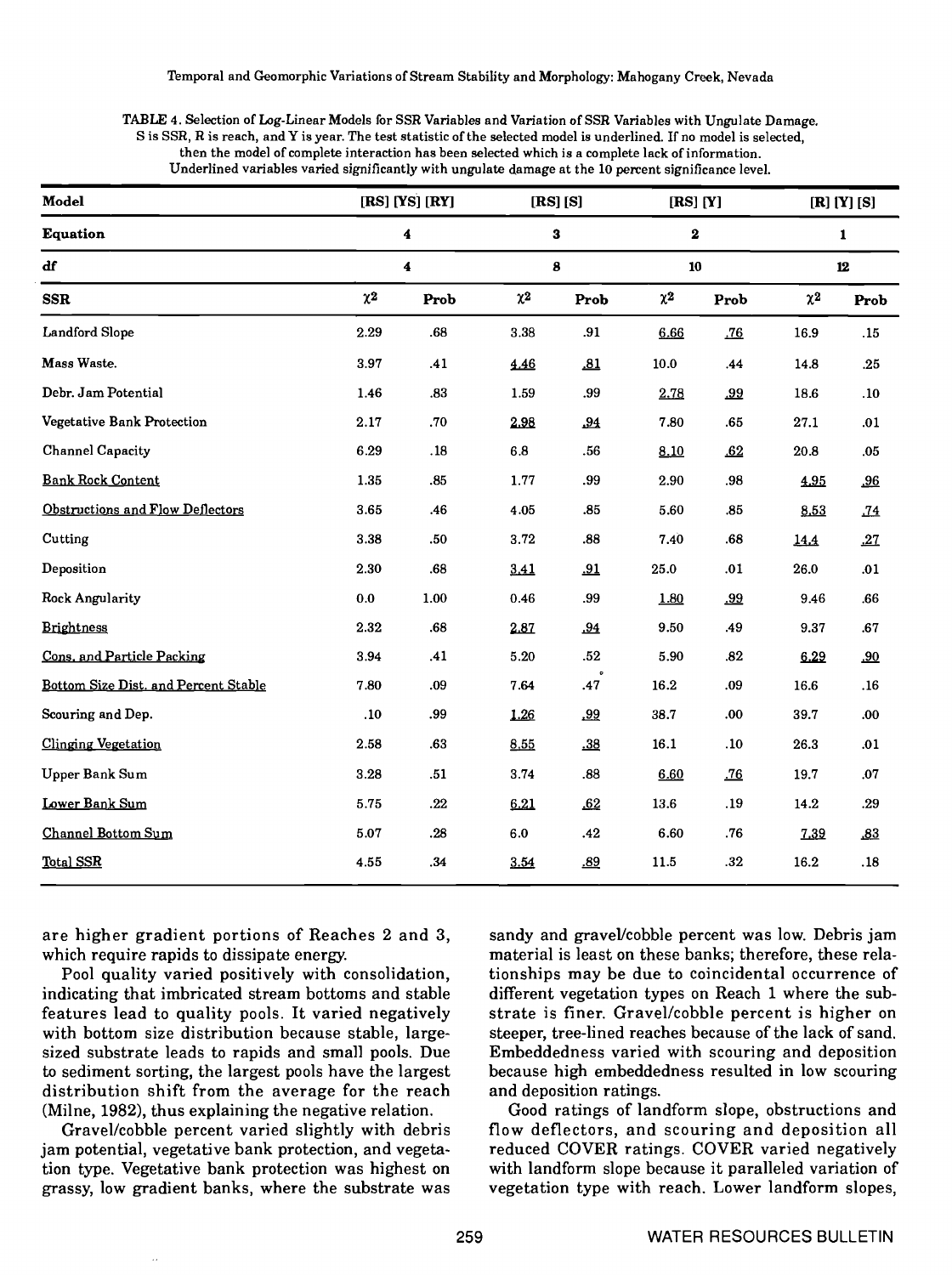TABLE 4. Selection of Log-Linear Models for SSR Variables and Variation of SSR Variables with Ungulate Damage. S is SSR, R is reach, and Y is year. The test statistic of the selected model is underlined. If no model is selected, then the model of complete interaction has been selected which is a complete lack of information. Underlined variables varied significantly with ungulate damage at the 10 percent significance level.

| Model | [RS] [YS] [RY] | | [RS] [S] | | [RS] [Y] | | [R] [Y] [S] | |
|---|---|---|---|---|---|---|---|---|
| Equation | 4 | | 3 | | 2 | | 1 | |
| df | 4 | | 8 | | 10 | | 12 | |
| SSR | $\chi^2$ | Prob | $\chi^2$ | Prob | $\chi^2$ | Prob | $\chi^2$ | Prob |
| Landford Slope | 2.29 | .68 | 3.38 | .91 | <u>6.66</u> | <u>.76</u> | 16.9 | .15 |
| Mass Waste. | 3.97 | .41 | <u>4.46</u> | <u>.81</u> | 10.0 | .44 | 14.8 | .25 |
| Debr. Jam Potential | 1.46 | .83 | 1.59 | .99 | <u>2.78</u> | <u>.99</u> | 18.6 | .10 |
| Vegetative Bank Protection | 2.17 | .70 | <u>2.98</u> | <u>.94</u> | 7.80 | .65 | 27.1 | .01 |
| Channel Capacity | 6.29 | .18 | 6.8 | .56 | <u>8.10</u> | <u>.62</u> | 20.8 | .05 |
| <u>Bank Rock Content</u> | 1.35 | .85 | 1.77 | .99 | 2.90 | .98 | <u>4.95</u> | <u>.96</u> |
| <u>Obstructions and Flow Deflectors</u> | 3.65 | .46 | 4.05 | .85 | 5.60 | .85 | <u>8.53</u> | <u>.74</u> |
| Cutting | 3.38 | .50 | 3.72 | .88 | 7.40 | .68 | <u>14.4</u> | <u>.27</u> |
| Deposition | 2.30 | .68 | <u>3.41</u> | <u>.91</u> | 25.0 | .01 | 26.0 | .01 |
| Rock Angularity | 0.0 | 1.00 | 0.46 | .99 | <u>1.80</u> | <u>.99</u> | 9.46 | .66 |
| <u>Brightness</u> | 2.32 | .68 | <u>2.87</u> | <u>.94</u> | 9.50 | .49 | 9.37 | .67 |
| <u>Cons. and Particle Packing</u> | 3.94 | .41 | 5.20 | .52 | 5.90 | .82 | <u>6.29</u> | <u>.90</u> |
| <u>Bottom Size Dist. and Percent Stable</u> | 7.80 | .09 | 7.64 | .47 | 16.2 | .09 | 16.6 | .16 |
| Scouring and Dep. | .10 | .99 | <u>1.26</u> | <u>.99</u> | 38.7 | .00 | 39.7 | .00 |
| <u>Clinging Vegetation</u> | 2.58 | .63 | <u>8.55</u> | <u>.38</u> | 16.1 | .10 | 26.3 | .01 |
| Upper Bank Sum | 3.28 | .51 | 3.74 | .88 | <u>6.60</u> | <u>.76</u> | 19.7 | .07 |
| <u>Lower Bank Sum</u> | 5.75 | .22 | <u>6.21</u> | <u>.62</u> | 13.6 | .19 | 14.2 | .29 |
| <u>Channel Bottom Sum</u> | 5.07 | .28 | 6.0 | .42 | 6.60 | .76 | <u>7.39</u> | <u>.83</u> |
| <u>Total SSR</u> | 4.55 | .34 | <u>3.54</u> | <u>.89</u> | 11.5 | .32 | 16.2 | .18 |

are higher gradient portions of Reaches 2 and 3, which require rapids to dissipate energy.

Pool quality varied positively with consolidation, indicating that imbricated stream bottoms and stable features lead to quality pools. It varied negatively with bottom size distribution because stable, large-sized substrate leads to rapids and small pools. Due to sediment sorting, the largest pools have the largest distribution shift from the average for the reach (Milne, 1982), thus explaining the negative relation.

Gravel/cobble percent varied slightly with debris jam potential, vegetative bank protection, and vegetation type. Vegetative bank protection was highest on grassy, low gradient banks, where the substrate was sandy and gravel/cobble percent was low. Debris jam material is least on these banks; therefore, these relationships may be due to coincidental occurrence of different vegetation types on Reach 1 where the substrate is finer. Gravel/cobble percent is higher on steeper, tree-lined reaches because of the lack of sand. Embeddedness varied with scouring and deposition because high embeddedness resulted in low scouring and deposition ratings.

Good ratings of landform slope, obstructions and flow deflectors, and scouring and deposition all reduced COVER ratings. COVER varied negatively with landform slope because it paralleled variation of vegetation type with reach. Lower landform slopes,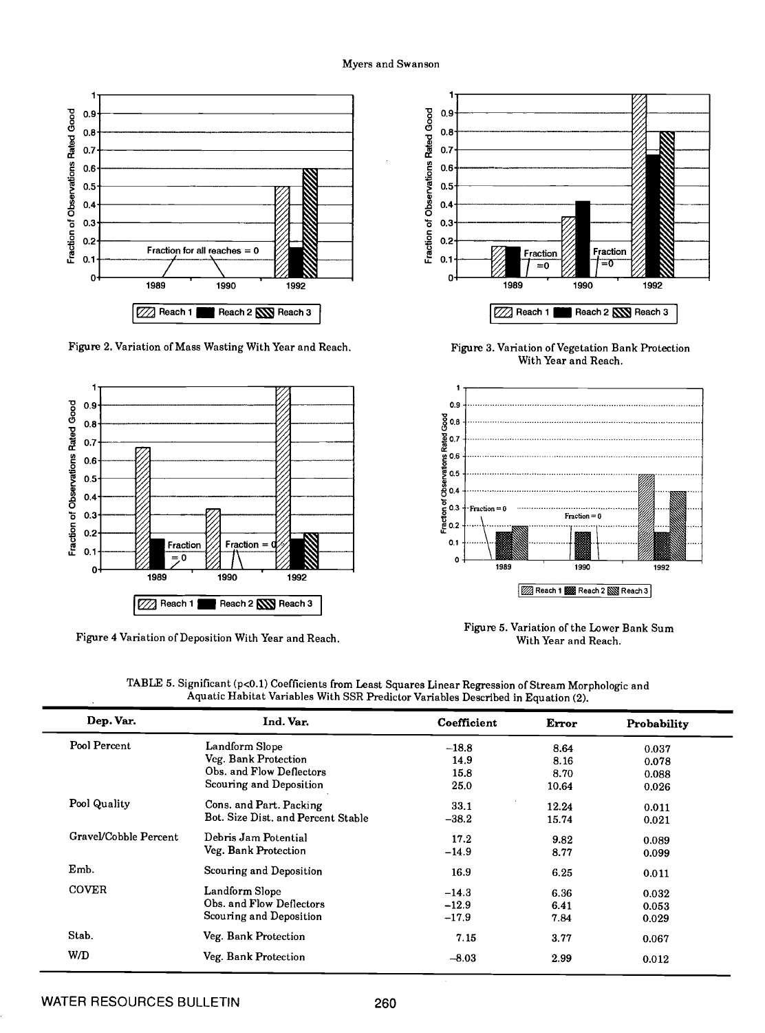Figure 2. Variation of Mass Wasting With Year and Reach.

Figure 3. Variation of Vegetation Bank Protection With Year and Reach.

Figure 4 Variation of Deposition With Year and Reach.

Figure 5. Variation of the Lower Bank Sum With Year and Reach.

TABLE 5. Significant ($p<0.1$) Coefficients from Least Squares Linear Regression of Stream Morphologic and Aquatic Habitat Variables With SSR Predictor Variables Described in Equation (2).

| Dep. Var. | Ind. Var. | Coefficient | Error | Probability |
|---|---|---|---|---|
| Pool Percent | Landform Slope | −18.8 | 8.64 | 0.037 |
| | Veg. Bank Protection | 14.9 | 8.16 | 0.078 |
| | Obs. and Flow Deflectors | 15.8 | 8.70 | 0.088 |
| | Scouring and Deposition | 25.0 | 10.64 | 0.026 |
| Pool Quality | Cons. and Part. Packing | 33.1 | 12.24 | 0.011 |
| | Bot. Size Dist. and Percent Stable | −38.2 | 15.74 | 0.021 |
| Gravel/Cobble Percent | Debris Jam Potential | 17.2 | 9.82 | 0.089 |
| | Veg. Bank Protection | −14.9 | 8.77 | 0.099 |
| Emb. | Scouring and Deposition | 16.9 | 6.25 | 0.011 |
| COVER | Landform Slope | −14.3 | 6.36 | 0.032 |
| | Obs. and Flow Deflectors | −12.9 | 6.41 | 0.053 |
| | Scouring and Deposition | −17.9 | 7.84 | 0.029 |
| Stab. | Veg. Bank Protection | 7.15 | 3.77 | 0.067 |
| W/D | Veg. Bank Protection | −8.03 | 2.99 | 0.012 |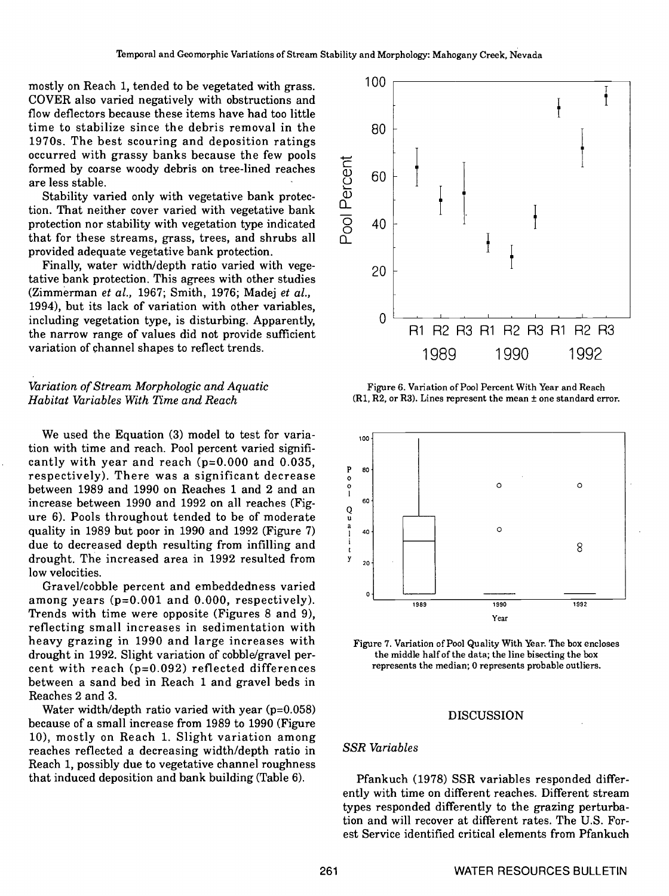mostly on Reach 1, tended to be vegetated with grass. COVER also varied negatively with obstructions and flow deflectors because these items have had too little time to stabilize since the debris removal in the 1970s. The best scouring and deposition ratings occurred with grassy banks because the few pools formed by coarse woody debris on tree-lined reaches are less stable.

Stability varied only with vegetative bank protection. That neither cover varied with vegetative bank protection nor stability with vegetation type indicated that for these streams, grass, trees, and shrubs all provided adequate vegetative bank protection.

Finally, water width/depth ratio varied with vegetative bank protection. This agrees with other studies (Zimmerman *et al.*, 1967; Smith, 1976; Madej *et al.*, 1994), but its lack of variation with other variables, including vegetation type, is disturbing. Apparently, the narrow range of values did not provide sufficient variation of channel shapes to reflect trends.

### *Variation of Stream Morphologic and Aquatic Habitat Variables With Time and Reach*

We used the Equation (3) model to test for variation with time and reach. Pool percent varied significantly with year and reach ($p=0.000$ and $0.035$, respectively). There was a significant decrease between 1989 and 1990 on Reaches 1 and 2 and an increase between 1990 and 1992 on all reaches (Figure 6). Pools throughout tended to be of moderate quality in 1989 but poor in 1990 and 1992 (Figure 7) due to decreased depth resulting from infilling and drought. The increased area in 1992 resulted from low velocities.

Gravel/cobble percent and embeddedness varied among years ($p=0.001$ and $0.000$, respectively). Trends with time were opposite (Figures 8 and 9), reflecting small increases in sedimentation with heavy grazing in 1990 and large increases with drought in 1992. Slight variation of cobble/gravel percent with reach ($p=0.092$) reflected differences between a sand bed in Reach 1 and gravel beds in Reaches 2 and 3.

Water width/depth ratio varied with year ($p=0.058$) because of a small increase from 1989 to 1990 (Figure 10), mostly on Reach 1. Slight variation among reaches reflected a decreasing width/depth ratio in Reach 1, possibly due to vegetative channel roughness that induced deposition and bank building (Table 6).

Figure 6. Variation of Pool Percent With Year and Reach (R1, R2, or R3). Lines represent the mean ± one standard error.

Figure 7. Variation of Pool Quality With Year. The box encloses the middle half of the data; the line bisecting the box represents the median; 0 represents probable outliers.

## DISCUSSION

### *SSR Variables*

Pfankuch (1978) SSR variables responded differently with time on different reaches. Different stream types responded differently to the grazing perturbation and will recover at different rates. The U.S. Forest Service identified critical elements from Pfankuch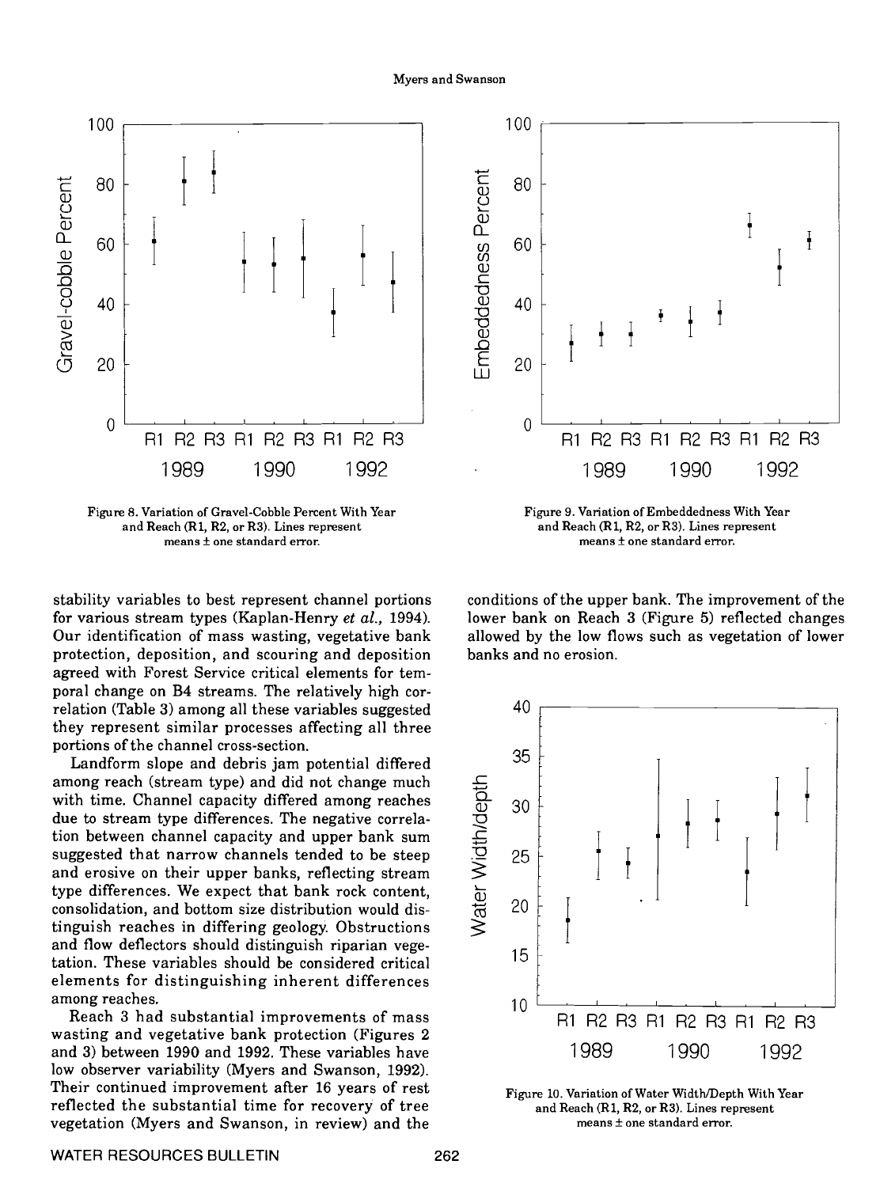Figure 8. Variation of Gravel-Cobble Percent With Year and Reach (R1, R2, or R3). Lines represent means ± one standard error.

Figure 9. Variation of Embeddedness With Year and Reach (R1, R2, or R3). Lines represent means ± one standard error.

stability variables to best represent channel portions for various stream types (Kaplan-Henry *et al.*, 1994). Our identification of mass wasting, vegetative bank protection, deposition, and scouring and deposition agreed with Forest Service critical elements for temporal change on B4 streams. The relatively high correlation (Table 3) among all these variables suggested they represent similar processes affecting all three portions of the channel cross-section.

Landform slope and debris jam potential differed among reach (stream type) and did not change much with time. Channel capacity differed among reaches due to stream type differences. The negative correlation between channel capacity and upper bank sum suggested that narrow channels tended to be steep and erosive on their upper banks, reflecting stream type differences. We expect that bank rock content, consolidation, and bottom size distribution would distinguish reaches in differing geology. Obstructions and flow deflectors should distinguish riparian vegetation. These variables should be considered critical elements for distinguishing inherent differences among reaches.

Reach 3 had substantial improvements of mass wasting and vegetative bank protection (Figures 2 and 3) between 1990 and 1992. These variables have low observer variability (Myers and Swanson, 1992). Their continued improvement after 16 years of rest reflected the substantial time for recovery of tree vegetation (Myers and Swanson, in review) and the conditions of the upper bank. The improvement of the lower bank on Reach 3 (Figure 5) reflected changes allowed by the low flows such as vegetation of lower banks and no erosion.

Figure 10. Variation of Water Width/Depth With Year and Reach (R1, R2, or R3). Lines represent means ± one standard error.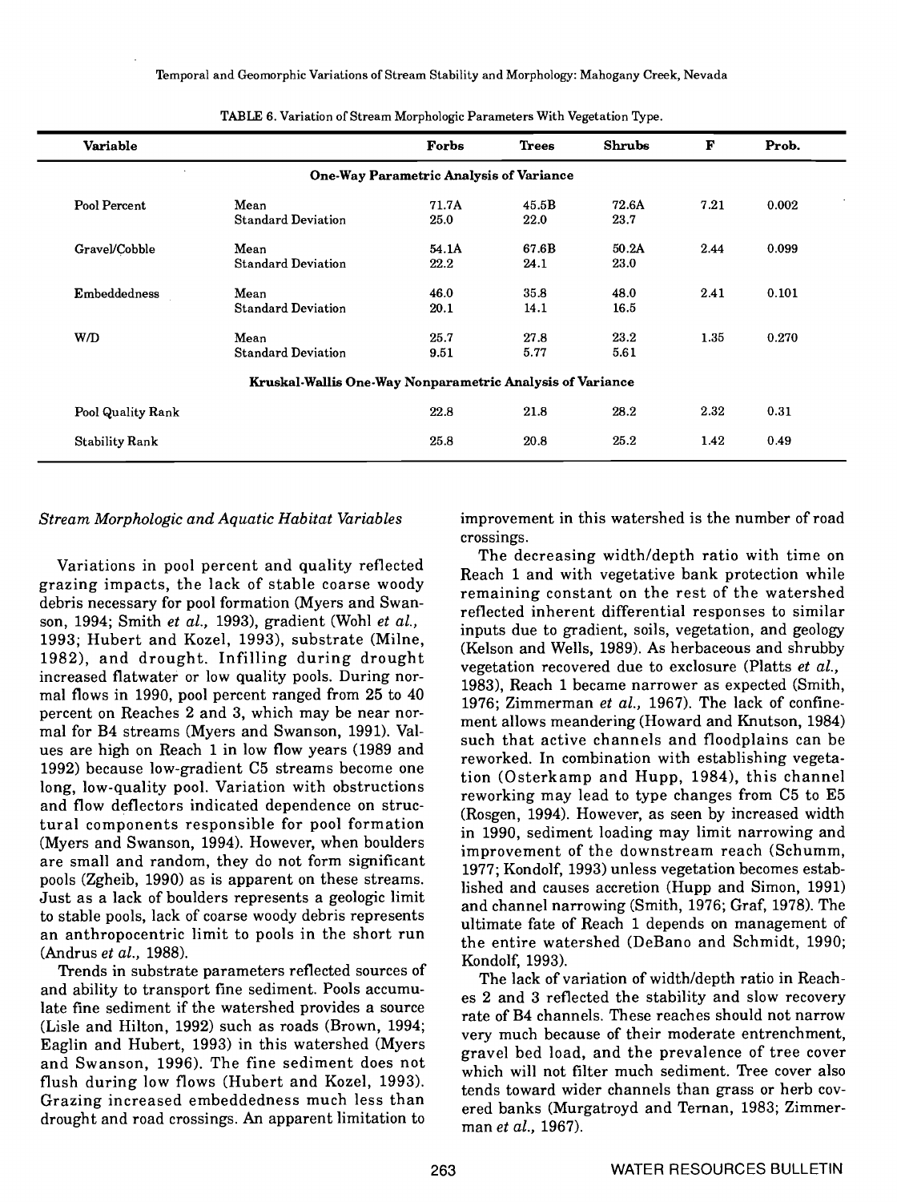TABLE 6. Variation of Stream Morphologic Parameters With Vegetation Type.

| Variable | | Forbs | Trees | Shrubs | F | Prob. |
|---|---|---|---|---|---|---|
| **One-Way Parametric Analysis of Variance** | | | | | | |
| Pool Percent | Mean | 71.7A | 45.5B | 72.6A | 7.21 | 0.002 |
| | Standard Deviation | 25.0 | 22.0 | 23.7 | | |
| Gravel/Cobble | Mean | 54.1A | 67.6B | 50.2A | 2.44 | 0.099 |
| | Standard Deviation | 22.2 | 24.1 | 23.0 | | |
| Embeddedness | Mean | 46.0 | 35.8 | 48.0 | 2.41 | 0.101 |
| | Standard Deviation | 20.1 | 14.1 | 16.5 | | |
| W/D | Mean | 25.7 | 27.8 | 23.2 | 1.35 | 0.270 |
| | Standard Deviation | 9.51 | 5.77 | 5.61 | | |
| **Kruskal-Wallis One-Way Nonparametric Analysis of Variance** | | | | | | |
| Pool Quality Rank | | 22.8 | 21.8 | 28.2 | 2.32 | 0.31 |
| Stability Rank | | 25.8 | 20.8 | 25.2 | 1.42 | 0.49 |

### *Stream Morphologic and Aquatic Habitat Variables*

Variations in pool percent and quality reflected grazing impacts, the lack of stable coarse woody debris necessary for pool formation (Myers and Swanson, 1994; Smith *et al.*, 1993), gradient (Wohl *et al.*, 1993; Hubert and Kozel, 1993), substrate (Milne, 1982), and drought. Infilling during drought increased flatwater or low quality pools. During normal flows in 1990, pool percent ranged from 25 to 40 percent on Reaches 2 and 3, which may be near normal for B4 streams (Myers and Swanson, 1991). Values are high on Reach 1 in low flow years (1989 and 1992) because low-gradient C5 streams become one long, low-quality pool. Variation with obstructions and flow deflectors indicated dependence on structural components responsible for pool formation (Myers and Swanson, 1994). However, when boulders are small and random, they do not form significant pools (Zgheib, 1990) as is apparent on these streams. Just as a lack of boulders represents a geologic limit to stable pools, lack of coarse woody debris represents an anthropocentric limit to pools in the short run (Andrus *et al.*, 1988).

Trends in substrate parameters reflected sources of and ability to transport fine sediment. Pools accumulate fine sediment if the watershed provides a source (Lisle and Hilton, 1992) such as roads (Brown, 1994; Eaglin and Hubert, 1993) in this watershed (Myers and Swanson, 1996). The fine sediment does not flush during low flows (Hubert and Kozel, 1993). Grazing increased embeddedness much less than drought and road crossings. An apparent limitation to improvement in this watershed is the number of road crossings.

The decreasing width/depth ratio with time on Reach 1 and with vegetative bank protection while remaining constant on the rest of the watershed reflected inherent differential responses to similar inputs due to gradient, soils, vegetation, and geology (Kelson and Wells, 1989). As herbaceous and shrubby vegetation recovered due to exclosure (Platts *et al.*, 1983), Reach 1 became narrower as expected (Smith, 1976; Zimmerman *et al.*, 1967). The lack of confinement allows meandering (Howard and Knutson, 1984) such that active channels and floodplains can be reworked. In combination with establishing vegetation (Osterkamp and Hupp, 1984), this channel reworking may lead to type changes from C5 to E5 (Rosgen, 1994). However, as seen by increased width in 1990, sediment loading may limit narrowing and improvement of the downstream reach (Schumm, 1977; Kondolf, 1993) unless vegetation becomes established and causes accretion (Hupp and Simon, 1991) and channel narrowing (Smith, 1976; Graf, 1978). The ultimate fate of Reach 1 depends on management of the entire watershed (DeBano and Schmidt, 1990; Kondolf, 1993).

The lack of variation of width/depth ratio in Reaches 2 and 3 reflected the stability and slow recovery rate of B4 channels. These reaches should not narrow very much because of their moderate entrenchment, gravel bed load, and the prevalence of tree cover which will not filter much sediment. Tree cover also tends toward wider channels than grass or herb covered banks (Murgatroyd and Ternan, 1983; Zimmerman *et al.*, 1967).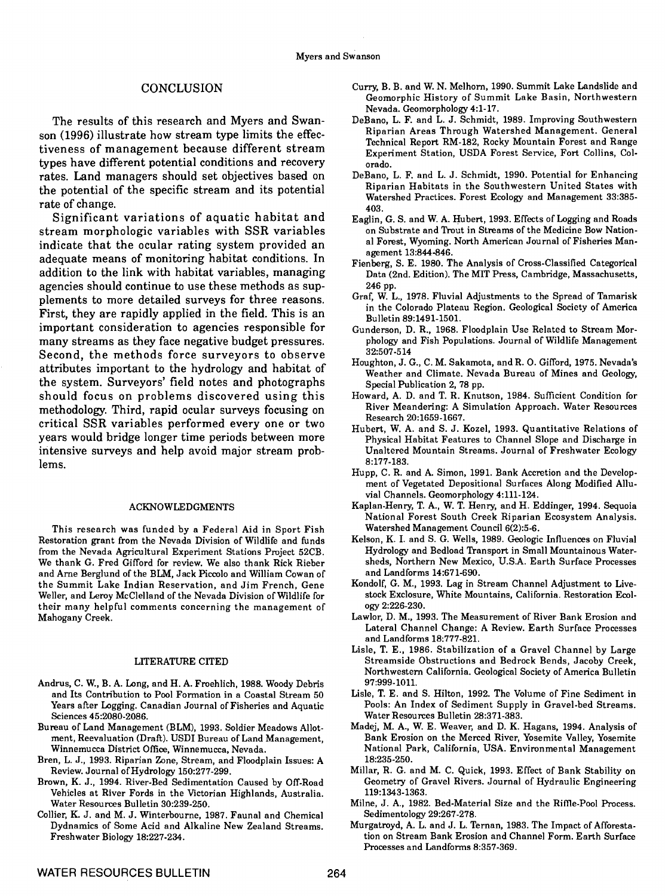## CONCLUSION

The results of this research and Myers and Swanson (1996) illustrate how stream type limits the effectiveness of management because different stream types have different potential conditions and recovery rates. Land managers should set objectives based on the potential of the specific stream and its potential rate of change.

Significant variations of aquatic habitat and stream morphologic variables with SSR variables indicate that the ocular rating system provided an adequate means of monitoring habitat conditions. In addition to the link with habitat variables, managing agencies should continue to use these methods as supplements to more detailed surveys for three reasons. First, they are rapidly applied in the field. This is an important consideration to agencies responsible for many streams as they face negative budget pressures. Second, the methods force surveyors to observe attributes important to the hydrology and habitat of the system. Surveyors' field notes and photographs should focus on problems discovered using this methodology. Third, rapid ocular surveys focusing on critical SSR variables performed every one or two years would bridge longer time periods between more intensive surveys and help avoid major stream problems.

## ACKNOWLEDGMENTS

This research was funded by a Federal Aid in Sport Fish Restoration grant from the Nevada Division of Wildlife and funds from the Nevada Agricultural Experiment Stations Project 52CB. We thank G. Fred Gifford for review. We also thank Rick Rieber and Arne Berglund of the BLM, Jack Piccolo and William Cowan of the Summit Lake Indian Reservation, and Jim French, Gene Weller, and Leroy McClelland of the Nevada Division of Wildlife for their many helpful comments concerning the management of Mahogany Creek.

## LITERATURE CITED

Andrus, C. W., B. A. Long, and H. A. Froehlich, 1988. Woody Debris and Its Contribution to Pool Formation in a Coastal Stream 50 Years after Logging. Canadian Journal of Fisheries and Aquatic Sciences 45:2080-2086.

Bureau of Land Management (BLM), 1993. Soldier Meadows Allotment, Reevaluation (Draft). USDI Bureau of Land Management, Winnemucca District Office, Winnemucca, Nevada.

Bren, L. J., 1993. Riparian Zone, Stream, and Floodplain Issues: A Review. Journal of Hydrology 150:277-299.

Brown, K. J., 1994. River-Bed Sedimentation Caused by Off-Road Vehicles at River Fords in the Victorian Highlands, Australia. Water Resources Bulletin 30:239-250.

Collier, K. J. and M. J. Winterbourne, 1987. Faunal and Chemical Dydnamics of Some Acid and Alkaline New Zealand Streams. Freshwater Biology 18:227-234.

Curry, B. B. and W. N. Melhorn, 1990. Summit Lake Landslide and Geomorphic History of Summit Lake Basin, Northwestern Nevada. Geomorphology 4:1-17.

DeBano, L. F. and L. J. Schmidt, 1989. Improving Southwestern Riparian Areas Through Watershed Management. General Technical Report RM-182, Rocky Mountain Forest and Range Experiment Station, USDA Forest Service, Fort Collins, Colorado.

DeBano, L. F. and L. J. Schmidt, 1990. Potential for Enhancing Riparian Habitats in the Southwestern United States with Watershed Practices. Forest Ecology and Management 33:385-403.

Eaglin, G. S. and W. A. Hubert, 1993. Effects of Logging and Roads on Substrate and Trout in Streams of the Medicine Bow National Forest, Wyoming. North American Journal of Fisheries Management 13:844-846.

Fienberg, S. E. 1980. The Analysis of Cross-Classified Categorical Data (2nd. Edition). The MIT Press, Cambridge, Massachusetts, 246 pp.

Graf, W. L., 1978. Fluvial Adjustments to the Spread of Tamarisk in the Colorado Plateau Region. Geological Society of America Bulletin 89:1491-1501.

Gunderson, D. R., 1968. Floodplain Use Related to Stream Morphology and Fish Populations. Journal of Wildlife Management 32:507-514

Houghton, J. G., C. M. Sakamota, and R. O. Gifford, 1975. Nevada's Weather and Climate. Nevada Bureau of Mines and Geology, Special Publication 2, 78 pp.

Howard, A. D. and T. R. Knutson, 1984. Sufficient Condition for River Meandering: A Simulation Approach. Water Resources Research 20:1659-1667.

Hubert, W. A. and S. J. Kozel, 1993. Quantitative Relations of Physical Habitat Features to Channel Slope and Discharge in Unaltered Mountain Streams. Journal of Freshwater Ecology 8:177-183.

Hupp, C. R. and A. Simon, 1991. Bank Accretion and the Development of Vegetated Depositional Surfaces Along Modified Alluvial Channels. Geomorphology 4:111-124.

Kaplan-Henry, T. A., W. T. Henry, and H. Eddinger, 1994. Sequoia National Forest South Creek Riparian Ecosystem Analysis. Watershed Management Council 6(2):5-6.

Kelson, K. I. and S. G. Wells, 1989. Geologic Influences on Fluvial Hydrology and Bedload Transport in Small Mountainous Watersheds, Northern New Mexico, U.S.A. Earth Surface Processes and Landforms 14:671-690.

Kondolf, G. M., 1993. Lag in Stream Channel Adjustment to Livestock Exclosure, White Mountains, California. Restoration Ecology 2:226-230.

Lawlor, D. M., 1993. The Measurement of River Bank Erosion and Lateral Channel Change: A Review. Earth Surface Processes and Landforms 18:777-821.

Lisle, T. E., 1986. Stabilization of a Gravel Channel by Large Streamside Obstructions and Bedrock Bends, Jacoby Creek, Northwestern California. Geological Society of America Bulletin 97:999-1011.

Lisle, T. E. and S. Hilton, 1992. The Volume of Fine Sediment in Pools: An Index of Sediment Supply in Gravel-bed Streams. Water Resources Bulletin 28:371-383.

Madej, M. A., W. E. Weaver, and D. K. Hagans, 1994. Analysis of Bank Erosion on the Merced River, Yosemite Valley, Yosemite National Park, California, USA. Environmental Management 18:235-250.

Millar, R. G. and M. C. Quick, 1993. Effect of Bank Stability on Geometry of Gravel Rivers. Journal of Hydraulic Engineering 119:1343-1363.

Milne, J. A., 1982. Bed-Material Size and the Riffle-Pool Process. Sedimentology 29:267-278.

Murgatroyd, A. L. and J. L. Ternan, 1983. The Impact of Afforestation on Stream Bank Erosion and Channel Form. Earth Surface Processes and Landforms 8:357-369.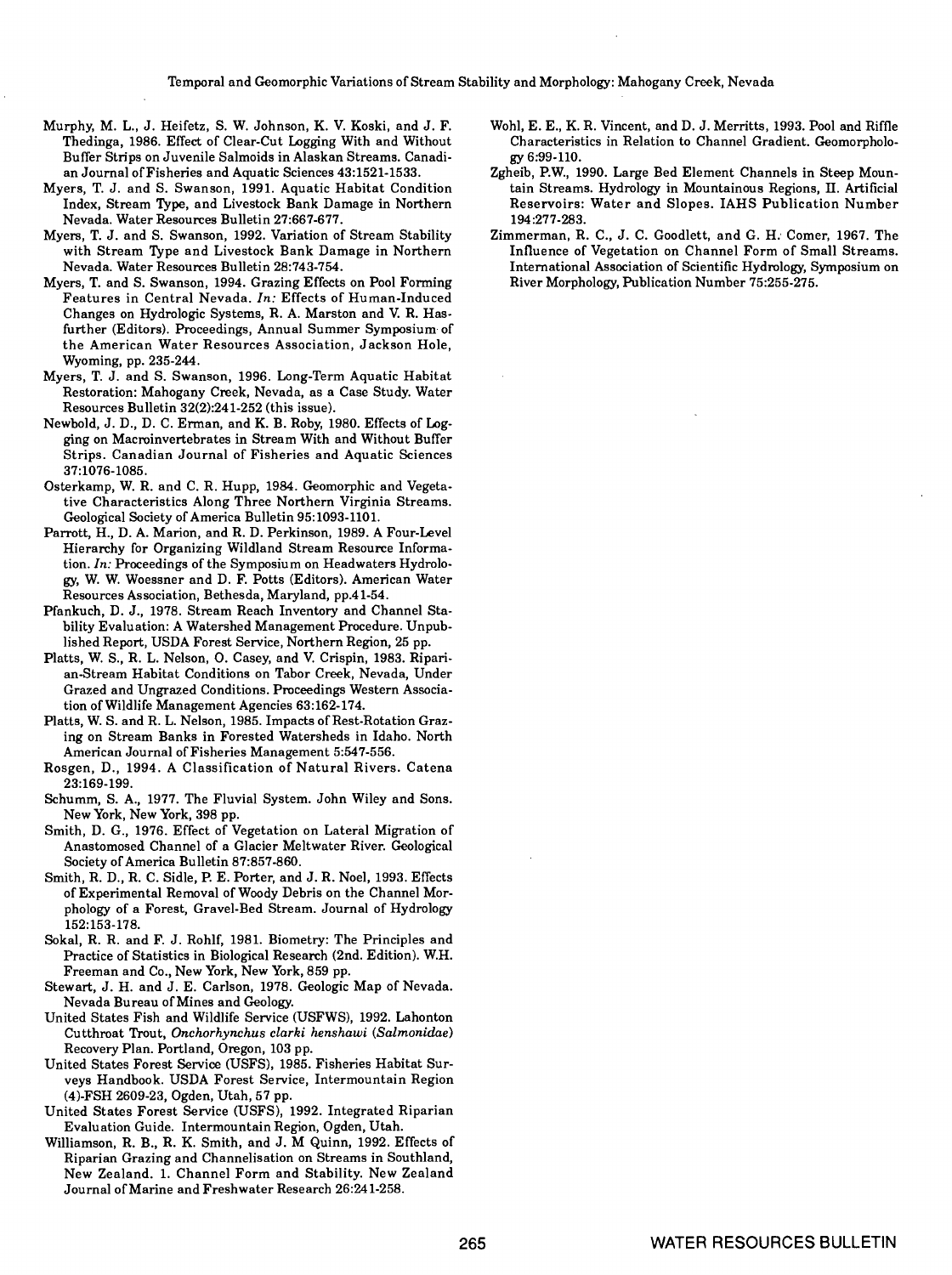Murphy, M. L., J. Heifetz, S. W. Johnson, K. V. Koski, and J. F. Thedinga, 1986. Effect of Clear-Cut Logging With and Without Buffer Strips on Juvenile Salmoids in Alaskan Streams. Canadian Journal of Fisheries and Aquatic Sciences 43:1521-1533.

Myers, T. J. and S. Swanson, 1991. Aquatic Habitat Condition Index, Stream Type, and Livestock Bank Damage in Northern Nevada. Water Resources Bulletin 27:667-677.

Myers, T. J. and S. Swanson, 1992. Variation of Stream Stability with Stream Type and Livestock Bank Damage in Northern Nevada. Water Resources Bulletin 28:743-754.

Myers, T. and S. Swanson, 1994. Grazing Effects on Pool Forming Features in Central Nevada. *In:* Effects of Human-Induced Changes on Hydrologic Systems, R. A. Marston and V. R. Hasfurther (Editors). Proceedings, Annual Summer Symposium of the American Water Resources Association, Jackson Hole, Wyoming, pp. 235-244.

Myers, T. J. and S. Swanson, 1996. Long-Term Aquatic Habitat Restoration: Mahogany Creek, Nevada, as a Case Study. Water Resources Bulletin 32(2):241-252 (this issue).

Newbold, J. D., D. C. Erman, and K. B. Roby, 1980. Effects of Logging on Macroinvertebrates in Stream With and Without Buffer Strips. Canadian Journal of Fisheries and Aquatic Sciences 37:1076-1085.

Osterkamp, W. R. and C. R. Hupp, 1984. Geomorphic and Vegetative Characteristics Along Three Northern Virginia Streams. Geological Society of America Bulletin 95:1093-1101.

Parrott, H., D. A. Marion, and R. D. Perkinson, 1989. A Four-Level Hierarchy for Organizing Wildland Stream Resource Information. *In:* Proceedings of the Symposium on Headwaters Hydrology, W. W. Woessner and D. F. Potts (Editors). American Water Resources Association, Bethesda, Maryland, pp.41-54.

Pfankuch, D. J., 1978. Stream Reach Inventory and Channel Stability Evaluation: A Watershed Management Procedure. Unpublished Report, USDA Forest Service, Northern Region, 25 pp.

Platts, W. S., R. L. Nelson, O. Casey, and V. Crispin, 1983. Riparian-Stream Habitat Conditions on Tabor Creek, Nevada, Under Grazed and Ungrazed Conditions. Proceedings Western Association of Wildlife Management Agencies 63:162-174.

Platts, W. S. and R. L. Nelson, 1985. Impacts of Rest-Rotation Grazing on Stream Banks in Forested Watersheds in Idaho. North American Journal of Fisheries Management 5:547-556.

Rosgen, D., 1994. A Classification of Natural Rivers. Catena 23:169-199.

Schumm, S. A., 1977. The Fluvial System. John Wiley and Sons. New York, New York, 398 pp.

Smith, D. G., 1976. Effect of Vegetation on Lateral Migration of Anastomosed Channel of a Glacier Meltwater River. Geological Society of America Bulletin 87:857-860.

Smith, R. D., R. C. Sidle, P. E. Porter, and J. R. Noel, 1993. Effects of Experimental Removal of Woody Debris on the Channel Morphology of a Forest, Gravel-Bed Stream. Journal of Hydrology 152:153-178.

Sokal, R. R. and F. J. Rohlf, 1981. Biometry: The Principles and Practice of Statistics in Biological Research (2nd. Edition). W.H. Freeman and Co., New York, New York, 859 pp.

Stewart, J. H. and J. E. Carlson, 1978. Geologic Map of Nevada. Nevada Bureau of Mines and Geology.

United States Fish and Wildlife Service (USFWS), 1992. Lahonton Cutthroat Trout, *Onchorhynchus clarki henshawi* (*Salmonidae*) Recovery Plan. Portland, Oregon, 103 pp.

United States Forest Service (USFS), 1985. Fisheries Habitat Surveys Handbook. USDA Forest Service, Intermountain Region (4)-FSH 2609-23, Ogden, Utah, 57 pp.

United States Forest Service (USFS), 1992. Integrated Riparian Evaluation Guide. Intermountain Region, Ogden, Utah.

Williamson, R. B., R. K. Smith, and J. M Quinn, 1992. Effects of Riparian Grazing and Channelisation on Streams in Southland, New Zealand. 1. Channel Form and Stability. New Zealand Journal of Marine and Freshwater Research 26:241-258.

Wohl, E. E., K. R. Vincent, and D. J. Merritts, 1993. Pool and Riffle Characteristics in Relation to Channel Gradient. Geomorphology 6:99-110.

Zgheib, P.W., 1990. Large Bed Element Channels in Steep Mountain Streams. Hydrology in Mountainous Regions, II. Artificial Reservoirs: Water and Slopes. IAHS Publication Number 194:277-283.

Zimmerman, R. C., J. C. Goodlett, and G. H. Comer, 1967. The Influence of Vegetation on Channel Form of Small Streams. International Association of Scientific Hydrology, Symposium on River Morphology, Publication Number 75:255-275.